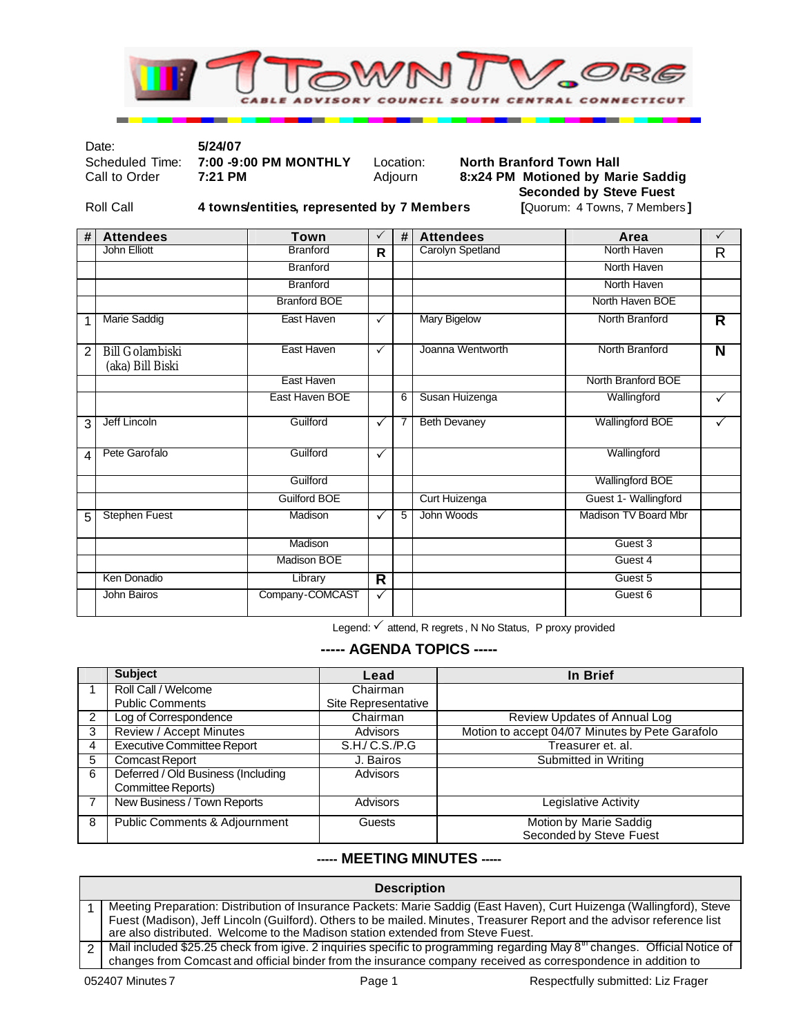# 1TOWNTV.ORG

CABLE ADVISORY COUNCIL SOUTH CENTRAL CONNECTICUT

| | | | |
|---|---|---|---|
| Date: | **5/24/07** | | |
| Scheduled Time: | **7:00 -9:00 PM MONTHLY** | Location: | **North Branford Town Hall** |
| Call to Order | **7:21 PM** | Adjourn | **8:x24 PM Motioned by Marie Saddig Seconded by Steve Fuest** |
| Roll Call | **4 towns/entities, represented by 7 Members** | | **[**Quorum: 4 Towns, 7 Members**]** |

| # | Attendees | Town | ✓ | # | Attendees | Area | ✓ |
|---|---|---|---|---|---|---|---|
| | John Elliott | Branford | **R** | | Carolyn Spetland | North Haven | R |
| | | Branford | | | | North Haven | |
| | | Branford | | | | North Haven | |
| | | Branford BOE | | | | North Haven BOE | |
| 1 | Marie Saddig | East Haven | ✓ | | Mary Bigelow | North Branford | **R** |
| 2 | Bill Golambiski (aka) Bill Biski | East Haven | ✓ | | Joanna Wentworth | North Branford | **N** |
| | | East Haven | | | | North Branford BOE | |
| | | East Haven BOE | | 6 | Susan Huizenga | Wallingford | ✓ |
| 3 | Jeff Lincoln | Guilford | ✓ | 7 | Beth Devaney | Wallingford BOE | ✓ |
| 4 | Pete Garofalo | Guilford | ✓ | | | Wallingford | |
| | | Guilford | | | | Wallingford BOE | |
| | | Guilford BOE | | | Curt Huizenga | Guest 1- Wallingford | |
| 5 | Stephen Fuest | Madison | ✓ | 5 | John Woods | Madison TV Board Mbr | |
| | | Madison | | | | Guest 3 | |
| | | Madison BOE | | | | Guest 4 | |
| | Ken Donadio | Library | **R** | | | Guest 5 | |
| | John Bairos | Company-COMCAST | ✓ | | | Guest 6 | |

Legend: ✓ attend, R regrets, N No Status, P proxy provided

## ----- AGENDA TOPICS -----

| | Subject | Lead | In Brief |
|---|---|---|---|
| 1 | Roll Call / Welcome<br>Public Comments | Chairman<br>Site Representative | |
| 2 | Log of Correspondence | Chairman | Review Updates of Annual Log |
| 3 | Review / Accept Minutes | Advisors | Motion to accept 04/07 Minutes by Pete Garafolo |
| 4 | Executive Committee Report | S.H./ C.S./P.G | Treasurer et. al. |
| 5 | Comcast Report | J. Bairos | Submitted in Writing |
| 6 | Deferred / Old Business (Including Committee Reports) | Advisors | |
| 7 | New Business / Town Reports | Advisors | Legislative Activity |
| 8 | Public Comments & Adjournment | Guests | Motion by Marie Saddig<br>Seconded by Steve Fuest |

## ----- MEETING MINUTES -----

| | Description |
|---|---|
| 1 | Meeting Preparation: Distribution of Insurance Packets: Marie Saddig (East Haven), Curt Huizenga (Wallingford), Steve Fuest (Madison), Jeff Lincoln (Guilford). Others to be mailed. Minutes, Treasurer Report and the advisor reference list are also distributed. Welcome to the Madison station extended from Steve Fuest. |
| 2 | Mail included $25.25 check from igive. 2 inquiries specific to programming regarding May 8th changes. Official Notice of changes from Comcast and official binder from the insurance company received as correspondence in addition to |

052407 Minutes 7 — Respectfully submitted: Liz Frager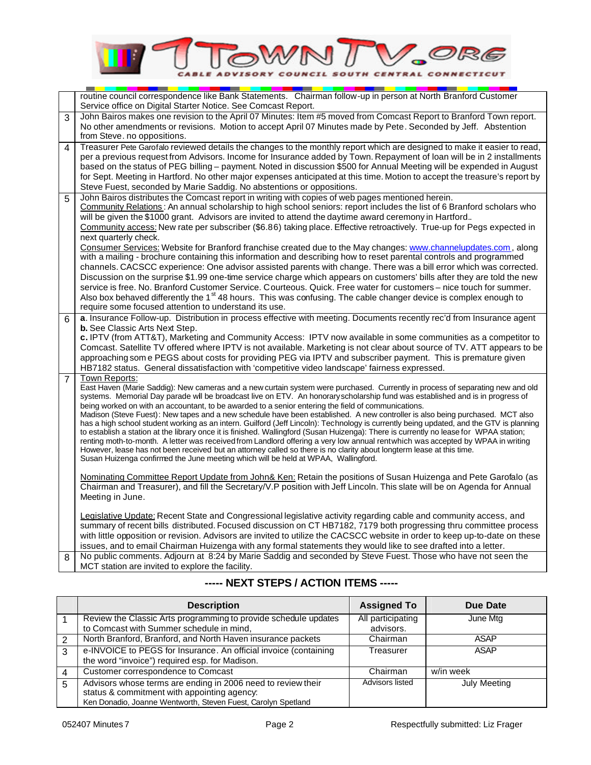| | |
|---|---|
| | routine council correspondence like Bank Statements. Chairman follow-up in person at North Branford Customer Service office on Digital Starter Notice. See Comcast Report. |
| 3 | John Bairos makes one revision to the April 07 Minutes: Item #5 moved from Comcast Report to Branford Town report. No other amendments or revisions. Motion to accept April 07 Minutes made by Pete. Seconded by Jeff. Abstention from Steve. no oppositions. |
| 4 | Treasurer Pete Garofalo reviewed details the changes to the monthly report which are designed to make it easier to read, per a previous request from Advisors. Income for Insurance added by Town. Repayment of loan will be in 2 installments based on the status of PEG billing – payment. Noted in discussion $500 for Annual Meeting will be expended in August for Sept. Meeting in Hartford. No other major expenses anticipated at this time. Motion to accept the treasure's report by Steve Fuest, seconded by Marie Saddig. No abstentions or oppositions. |
| 5 | John Bairos distributes the Comcast report in writing with copies of web pages mentioned herein.<br>Community Relations: An annual scholarship to high school seniors: report includes the list of 6 Branford scholars who will be given the $1000 grant. Advisors are invited to attend the daytime award ceremony in Hartford..<br>Community access: New rate per subscriber ($6.86) taking place. Effective retroactively. True-up for Pegs expected in next quarterly check.<br>Consumer Services: Website for Branford franchise created due to the May changes: www.channelupdates.com, along with a mailing - brochure containing this information and describing how to reset parental controls and programmed channels. CACSCC experience: One advisor assisted parents with change. There was a bill error which was corrected. Discussion on the surprise $1.99 one-time service charge which appears on customers' bills after they are told the new service is free. No. Branford Customer Service. Courteous. Quick. Free water for customers – nice touch for summer. Also box behaved differently the 1st 48 hours. This was confusing. The cable changer device is complex enough to require some focused attention to understand its use. |
| 6 | **a**. Insurance Follow-up. Distribution in process effective with meeting. Documents recently rec'd from Insurance agent<br>**b.** See Classic Arts Next Step.<br>**c.** IPTV (from ATT&T), Marketing and Community Access: IPTV now available in some communities as a competitor to Comcast. Satellite TV offered where IPTV is not available. Marketing is not clear about source of TV. ATT appears to be approaching som e PEGS about costs for providing PEG via IPTV and subscriber payment. This is premature given HB7182 status. General dissatisfaction with 'competitive video landscape' fairness expressed. |
| 7 | Town Reports:<br>East Haven (Marie Saddig): New cameras and a new curtain system were purchased. Currently in process of separating new and old systems. Memorial Day parade wll be broadcast live on ETV. An honorary scholarship fund was established and is in progress of being worked on with an accountant, to be awarded to a senior entering the field of communications.<br>Madison (Steve Fuest): New tapes and a new schedule have been established. A new controller is also being purchased. MCT also has a high school student working as an intern. Guilford (Jeff Lincoln): Technology is currently being updated, and the GTV is planning to establish a station at the library once it is finished. Wallingford (Susan Huizenga): There is currently no lease for WPAA station; renting moth-to-month. A letter was received from Landlord offering a very low annual rent which was accepted by WPAA in writing However, lease has not been received but an attorney called so there is no clarity about longterm lease at this time.<br>Susan Huizenga confirmed the June meeting which will be held at WPAA, Wallingford.<br><br>Nominating Committee Report Update from John& Ken: Retain the positions of Susan Huizenga and Pete Garofalo (as Chairman and Treasurer), and fill the Secretary/V.P position with Jeff Lincoln. This slate will be on Agenda for Annual Meeting in June.<br><br>Legislative Update: Recent State and Congressional legislative activity regarding cable and community access, and summary of recent bills distributed. Focused discussion on CT HB7182, 7179 both progressing thru committee process with little opposition or revision. Advisors are invited to utilize the CACSCC website in order to keep up-to-date on these issues, and to email Chairman Huizenga with any formal statements they would like to see drafted into a letter. |
| 8 | No public comments. Adjourn at 8:24 by Marie Saddig and seconded by Steve Fuest. Those who have not seen the MCT station are invited to explore the facility. |

## ----- NEXT STEPS / ACTION ITEMS -----

| | Description | Assigned To | Due Date |
|---|---|---|---|
| 1 | Review the Classic Arts programming to provide schedule updates to Comcast with Summer schedule in mind, | All participating advisors. | June Mtg |
| 2 | North Branford, Branford, and North Haven insurance packets | Chairman | ASAP |
| 3 | e-INVOICE to PEGS for Insurance. An official invoice (containing the word "invoice") required esp. for Madison. | Treasurer | ASAP |
| 4 | Customer correspondence to Comcast | Chairman | w/in week |
| 5 | Advisors whose terms are ending in 2006 need to review their status & commitment with appointing agency:<br>Ken Donadio, Joanne Wentworth, Steven Fuest, Carolyn Spetland | Advisors listed | July Meeting |

052407 Minutes 7 — Respectfully submitted: Liz Frager